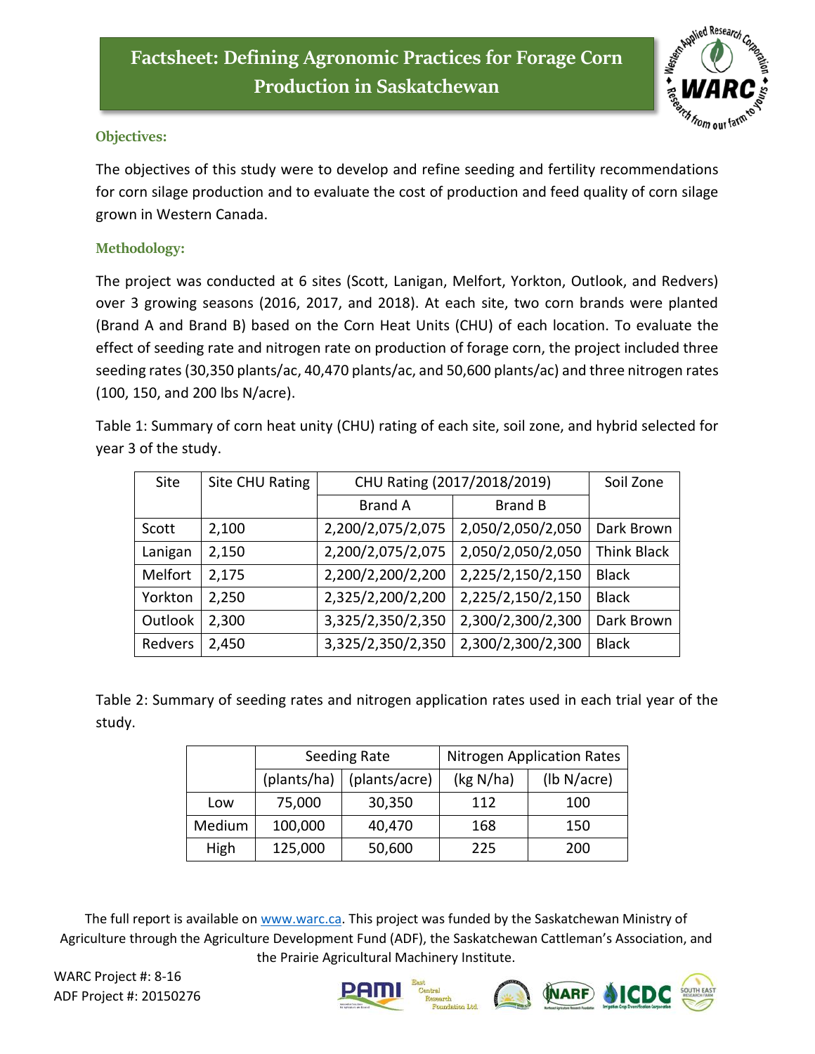# Factsheet: Defining Agronomic Practices for Forage Corn Production in Saskatchewan

## Objectives:

The objectives of this study were to develop and refine seeding and fertility recommendations for corn silage production and to evaluate the cost of production and feed quality of corn silage grown in Western Canada.

## Methodology:

The project was conducted at 6 sites (Scott, Lanigan, Melfort, Yorkton, Outlook, and Redvers) over 3 growing seasons (2016, 2017, and 2018). At each site, two corn brands were planted (Brand A and Brand B) based on the Corn Heat Units (CHU) of each location. To evaluate the effect of seeding rate and nitrogen rate on production of forage corn, the project included three seeding rates (30,350 plants/ac, 40,470 plants/ac, and 50,600 plants/ac) and three nitrogen rates (100, 150, and 200 lbs N/acre).

Table 1: Summary of corn heat unity (CHU) rating of each site, soil zone, and hybrid selected for year 3 of the study.

| Site | Site CHU Rating | CHU Rating (2017/2018/2019) | | Soil Zone |
|---|---|---|---|---|
| | | Brand A | Brand B | |
| Scott | 2,100 | 2,200/2,075/2,075 | 2,050/2,050/2,050 | Dark Brown |
| Lanigan | 2,150 | 2,200/2,075/2,075 | 2,050/2,050/2,050 | Think Black |
| Melfort | 2,175 | 2,200/2,200/2,200 | 2,225/2,150/2,150 | Black |
| Yorkton | 2,250 | 2,325/2,200/2,200 | 2,225/2,150/2,150 | Black |
| Outlook | 2,300 | 3,325/2,350/2,350 | 2,300/2,300/2,300 | Dark Brown |
| Redvers | 2,450 | 3,325/2,350/2,350 | 2,300/2,300/2,300 | Black |

Table 2: Summary of seeding rates and nitrogen application rates used in each trial year of the study.

| | Seeding Rate | | Nitrogen Application Rates | |
|---|---|---|---|---|
| | (plants/ha) | (plants/acre) | (kg N/ha) | (lb N/acre) |
| Low | 75,000 | 30,350 | 112 | 100 |
| Medium | 100,000 | 40,470 | 168 | 150 |
| High | 125,000 | 50,600 | 225 | 200 |

The full report is available on www.warc.ca. This project was funded by the Saskatchewan Ministry of Agriculture through the Agriculture Development Fund (ADF), the Saskatchewan Cattleman's Association, and the Prairie Agricultural Machinery Institute.

WARC Project #: 8-16
ADF Project #: 20150276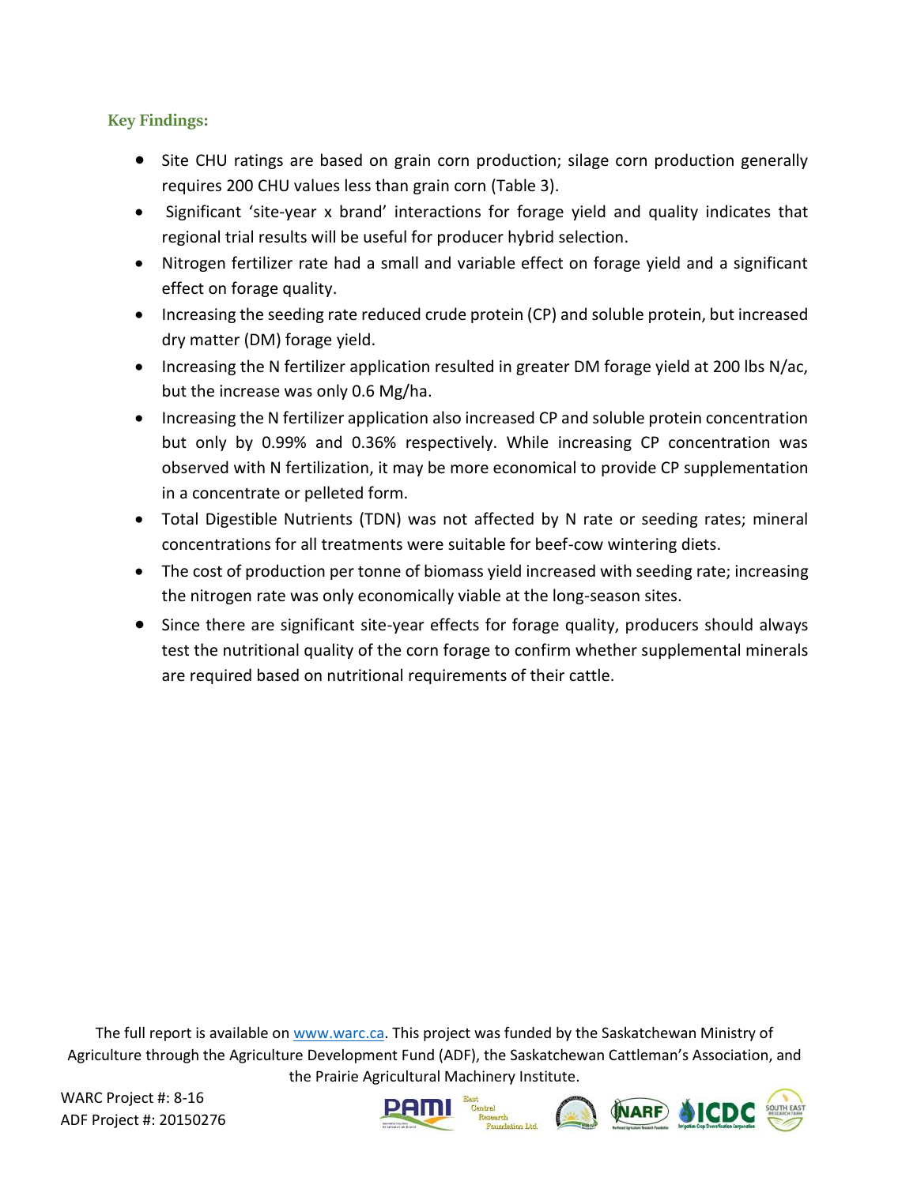**Key Findings:**

- Site CHU ratings are based on grain corn production; silage corn production generally requires 200 CHU values less than grain corn (Table 3).
- Significant 'site-year x brand' interactions for forage yield and quality indicates that regional trial results will be useful for producer hybrid selection.
- Nitrogen fertilizer rate had a small and variable effect on forage yield and a significant effect on forage quality.
- Increasing the seeding rate reduced crude protein (CP) and soluble protein, but increased dry matter (DM) forage yield.
- Increasing the N fertilizer application resulted in greater DM forage yield at 200 lbs N/ac, but the increase was only 0.6 Mg/ha.
- Increasing the N fertilizer application also increased CP and soluble protein concentration but only by 0.99% and 0.36% respectively. While increasing CP concentration was observed with N fertilization, it may be more economical to provide CP supplementation in a concentrate or pelleted form.
- Total Digestible Nutrients (TDN) was not affected by N rate or seeding rates; mineral concentrations for all treatments were suitable for beef-cow wintering diets.
- The cost of production per tonne of biomass yield increased with seeding rate; increasing the nitrogen rate was only economically viable at the long-season sites.
- Since there are significant site-year effects for forage quality, producers should always test the nutritional quality of the corn forage to confirm whether supplemental minerals are required based on nutritional requirements of their cattle.

The full report is available on www.warc.ca. This project was funded by the Saskatchewan Ministry of Agriculture through the Agriculture Development Fund (ADF), the Saskatchewan Cattleman's Association, and the Prairie Agricultural Machinery Institute.

WARC Project #: 8-16
ADF Project #: 20150276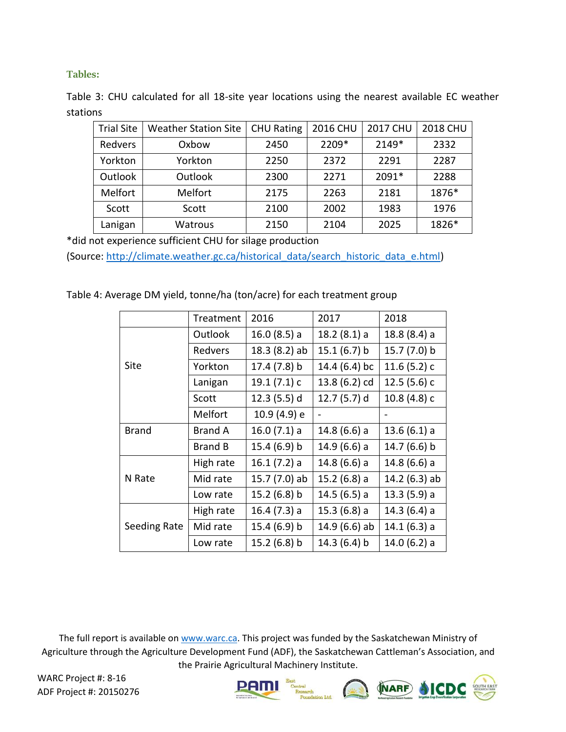**Tables:**

Table 3: CHU calculated for all 18-site year locations using the nearest available EC weather stations

| Trial Site | Weather Station Site | CHU Rating | 2016 CHU | 2017 CHU | 2018 CHU |
|---|---|---|---|---|---|
| Redvers | Oxbow | 2450 | 2209* | 2149* | 2332 |
| Yorkton | Yorkton | 2250 | 2372 | 2291 | 2287 |
| Outlook | Outlook | 2300 | 2271 | 2091* | 2288 |
| Melfort | Melfort | 2175 | 2263 | 2181 | 1876* |
| Scott | Scott | 2100 | 2002 | 1983 | 1976 |
| Lanigan | Watrous | 2150 | 2104 | 2025 | 1826* |

*did not experience sufficient CHU for silage production

(Source: http://climate.weather.gc.ca/historical_data/search_historic_data_e.html)

Table 4: Average DM yield, tonne/ha (ton/acre) for each treatment group

| | Treatment | 2016 | 2017 | 2018 |
|---|---|---|---|---|
| Site | Outlook | 16.0 (8.5) a | 18.2 (8.1) a | 18.8 (8.4) a |
| | Redvers | 18.3 (8.2) ab | 15.1 (6.7) b | 15.7 (7.0) b |
| | Yorkton | 17.4 (7.8) b | 14.4 (6.4) bc | 11.6 (5.2) c |
| | Lanigan | 19.1 (7.1) c | 13.8 (6.2) cd | 12.5 (5.6) c |
| | Scott | 12.3 (5.5) d | 12.7 (5.7) d | 10.8 (4.8) c |
| | Melfort | 10.9 (4.9) e | - | - |
| Brand | Brand A | 16.0 (7.1) a | 14.8 (6.6) a | 13.6 (6.1) a |
| | Brand B | 15.4 (6.9) b | 14.9 (6.6) a | 14.7 (6.6) b |
| N Rate | High rate | 16.1 (7.2) a | 14.8 (6.6) a | 14.8 (6.6) a |
| | Mid rate | 15.7 (7.0) ab | 15.2 (6.8) a | 14.2 (6.3) ab |
| | Low rate | 15.2 (6.8) b | 14.5 (6.5) a | 13.3 (5.9) a |
| Seeding Rate | High rate | 16.4 (7.3) a | 15.3 (6.8) a | 14.3 (6.4) a |
| | Mid rate | 15.4 (6.9) b | 14.9 (6.6) ab | 14.1 (6.3) a |
| | Low rate | 15.2 (6.8) b | 14.3 (6.4) b | 14.0 (6.2) a |

The full report is available on www.warc.ca. This project was funded by the Saskatchewan Ministry of Agriculture through the Agriculture Development Fund (ADF), the Saskatchewan Cattleman's Association, and the Prairie Agricultural Machinery Institute.

WARC Project #: 8-16
ADF Project #: 20150276